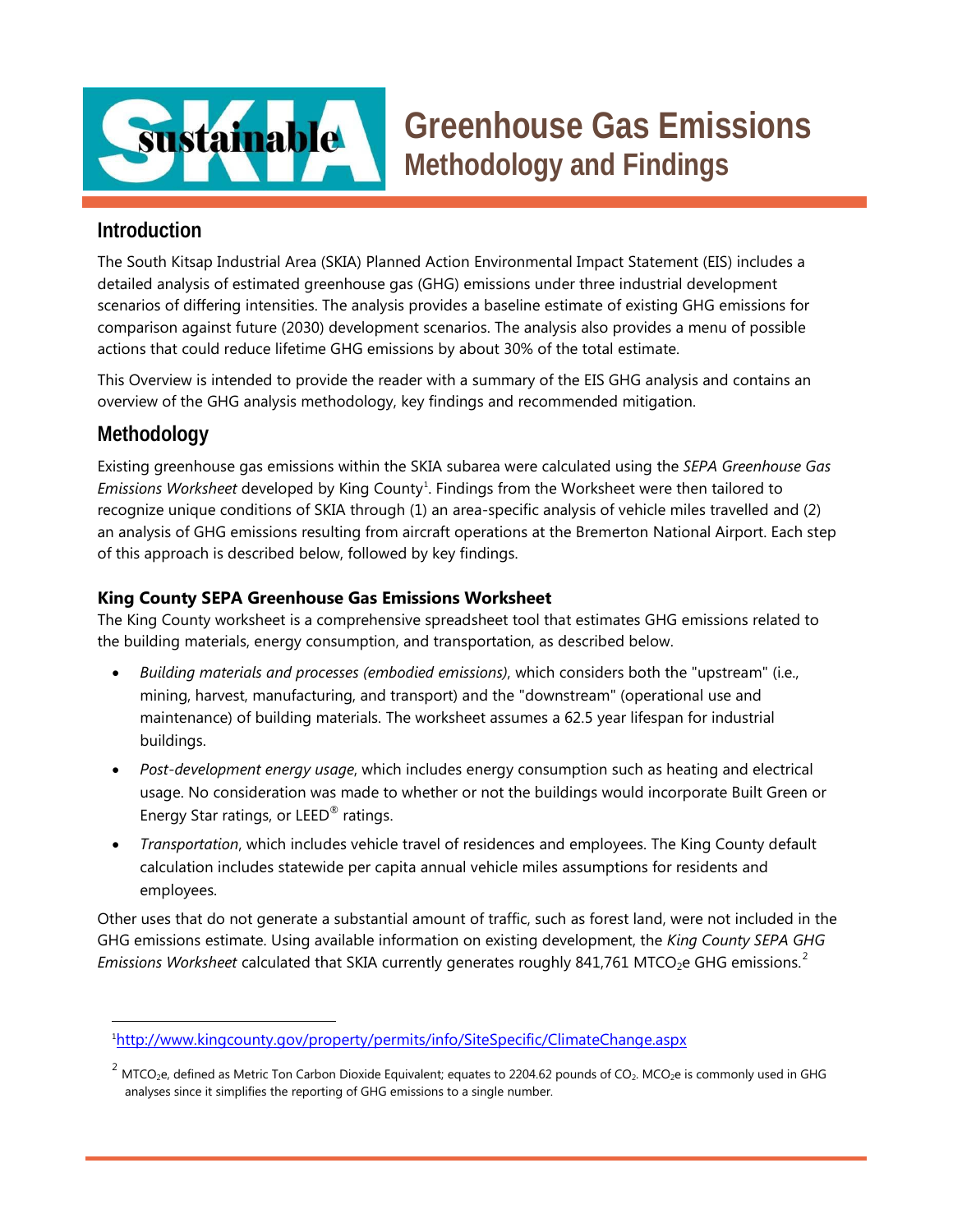# Greenhouse Gas Emissions
## Methodology and Findings

## Introduction

The South Kitsap Industrial Area (SKIA) Planned Action Environmental Impact Statement (EIS) includes a detailed analysis of estimated greenhouse gas (GHG) emissions under three industrial development scenarios of differing intensities. The analysis provides a baseline estimate of existing GHG emissions for comparison against future (2030) development scenarios. The analysis also provides a menu of possible actions that could reduce lifetime GHG emissions by about 30% of the total estimate.

This Overview is intended to provide the reader with a summary of the EIS GHG analysis and contains an overview of the GHG analysis methodology, key findings and recommended mitigation.

## Methodology

Existing greenhouse gas emissions within the SKIA subarea were calculated using the *SEPA Greenhouse Gas Emissions Worksheet* developed by King County[1]. Findings from the Worksheet were then tailored to recognize unique conditions of SKIA through (1) an area-specific analysis of vehicle miles travelled and (2) an analysis of GHG emissions resulting from aircraft operations at the Bremerton National Airport. Each step of this approach is described below, followed by key findings.

### King County SEPA Greenhouse Gas Emissions Worksheet

The King County worksheet is a comprehensive spreadsheet tool that estimates GHG emissions related to the building materials, energy consumption, and transportation, as described below.

- *Building materials and processes (embodied emissions)*, which considers both the "upstream" (i.e., mining, harvest, manufacturing, and transport) and the "downstream" (operational use and maintenance) of building materials. The worksheet assumes a 62.5 year lifespan for industrial buildings.
- *Post-development energy usage*, which includes energy consumption such as heating and electrical usage. No consideration was made to whether or not the buildings would incorporate Built Green or Energy Star ratings, or LEED® ratings.
- *Transportation*, which includes vehicle travel of residences and employees. The King County default calculation includes statewide per capita annual vehicle miles assumptions for residents and employees.

Other uses that do not generate a substantial amount of traffic, such as forest land, were not included in the GHG emissions estimate. Using available information on existing development, the *King County SEPA GHG Emissions Worksheet* calculated that SKIA currently generates roughly 841,761 $MTCO_2e$ GHG emissions.[2]

---

[1] http://www.kingcounty.gov/property/permits/info/SiteSpecific/ClimateChange.aspx

[2] $MTCO_2e$, defined as Metric Ton Carbon Dioxide Equivalent; equates to 2204.62 pounds of $CO_2$. $MCO_2e$ is commonly used in GHG analyses since it simplifies the reporting of GHG emissions to a single number.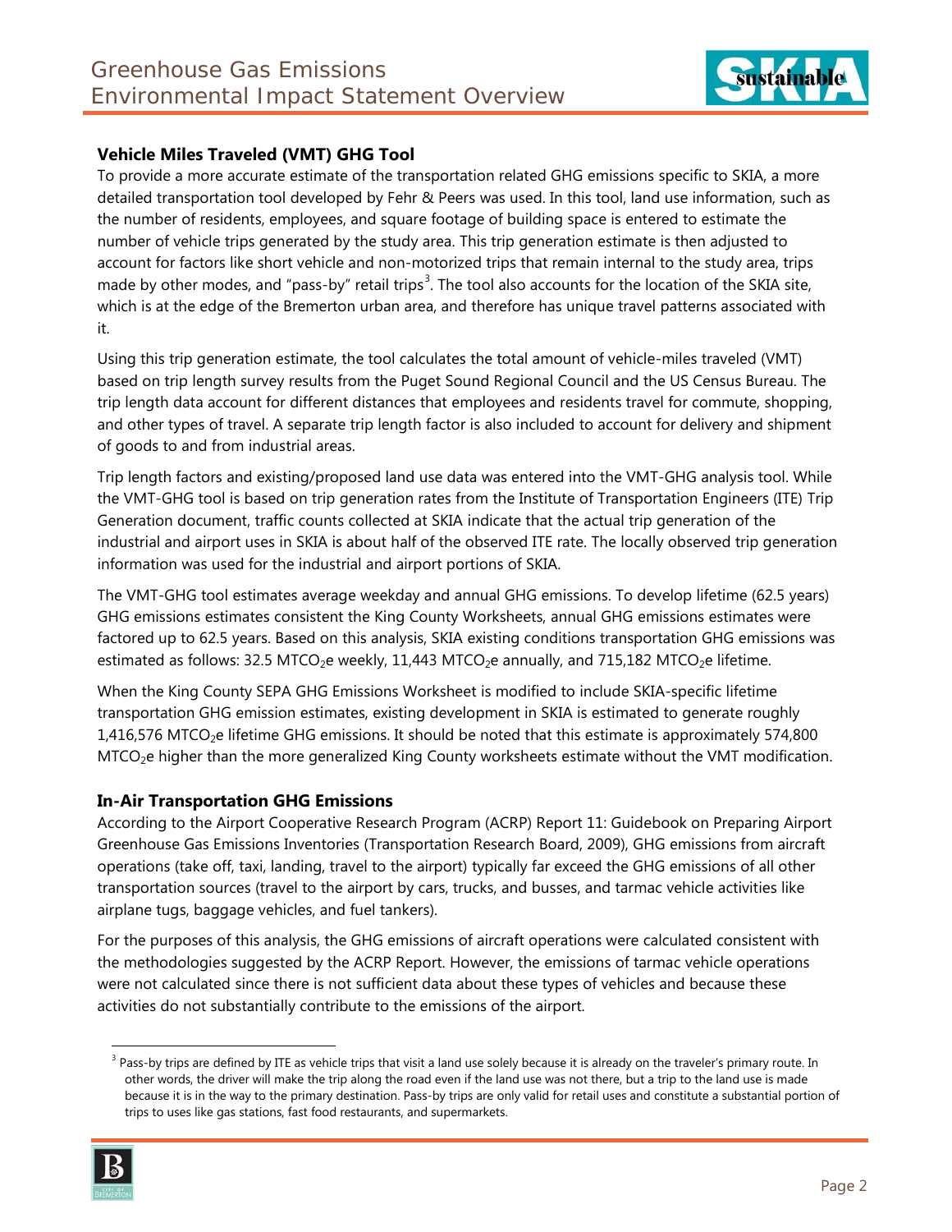### Vehicle Miles Traveled (VMT) GHG Tool

To provide a more accurate estimate of the transportation related GHG emissions specific to SKIA, a more detailed transportation tool developed by Fehr & Peers was used. In this tool, land use information, such as the number of residents, employees, and square footage of building space is entered to estimate the number of vehicle trips generated by the study area. This trip generation estimate is then adjusted to account for factors like short vehicle and non-motorized trips that remain internal to the study area, trips made by other modes, and "pass-by" retail trips[3]. The tool also accounts for the location of the SKIA site, which is at the edge of the Bremerton urban area, and therefore has unique travel patterns associated with it.

Using this trip generation estimate, the tool calculates the total amount of vehicle-miles traveled (VMT) based on trip length survey results from the Puget Sound Regional Council and the US Census Bureau. The trip length data account for different distances that employees and residents travel for commute, shopping, and other types of travel. A separate trip length factor is also included to account for delivery and shipment of goods to and from industrial areas.

Trip length factors and existing/proposed land use data was entered into the VMT-GHG analysis tool. While the VMT-GHG tool is based on trip generation rates from the Institute of Transportation Engineers (ITE) Trip Generation document, traffic counts collected at SKIA indicate that the actual trip generation of the industrial and airport uses in SKIA is about half of the observed ITE rate. The locally observed trip generation information was used for the industrial and airport portions of SKIA.

The VMT-GHG tool estimates average weekday and annual GHG emissions. To develop lifetime (62.5 years) GHG emissions estimates consistent the King County Worksheets, annual GHG emissions estimates were factored up to 62.5 years. Based on this analysis, SKIA existing conditions transportation GHG emissions was estimated as follows: 32.5 $MTCO_2e$ weekly, 11,443 $MTCO_2e$ annually, and 715,182 $MTCO_2e$ lifetime.

When the King County SEPA GHG Emissions Worksheet is modified to include SKIA-specific lifetime transportation GHG emission estimates, existing development in SKIA is estimated to generate roughly 1,416,576 $MTCO_2e$ lifetime GHG emissions. It should be noted that this estimate is approximately 574,800 $MTCO_2e$ higher than the more generalized King County worksheets estimate without the VMT modification.

### In-Air Transportation GHG Emissions

According to the Airport Cooperative Research Program (ACRP) Report 11: Guidebook on Preparing Airport Greenhouse Gas Emissions Inventories (Transportation Research Board, 2009), GHG emissions from aircraft operations (take off, taxi, landing, travel to the airport) typically far exceed the GHG emissions of all other transportation sources (travel to the airport by cars, trucks, and busses, and tarmac vehicle activities like airplane tugs, baggage vehicles, and fuel tankers).

For the purposes of this analysis, the GHG emissions of aircraft operations were calculated consistent with the methodologies suggested by the ACRP Report. However, the emissions of tarmac vehicle operations were not calculated since there is not sufficient data about these types of vehicles and because these activities do not substantially contribute to the emissions of the airport.

---

[3] Pass-by trips are defined by ITE as vehicle trips that visit a land use solely because it is already on the traveler's primary route. In other words, the driver will make the trip along the road even if the land use was not there, but a trip to the land use is made because it is in the way to the primary destination. Pass-by trips are only valid for retail uses and constitute a substantial portion of trips to uses like gas stations, fast food restaurants, and supermarkets.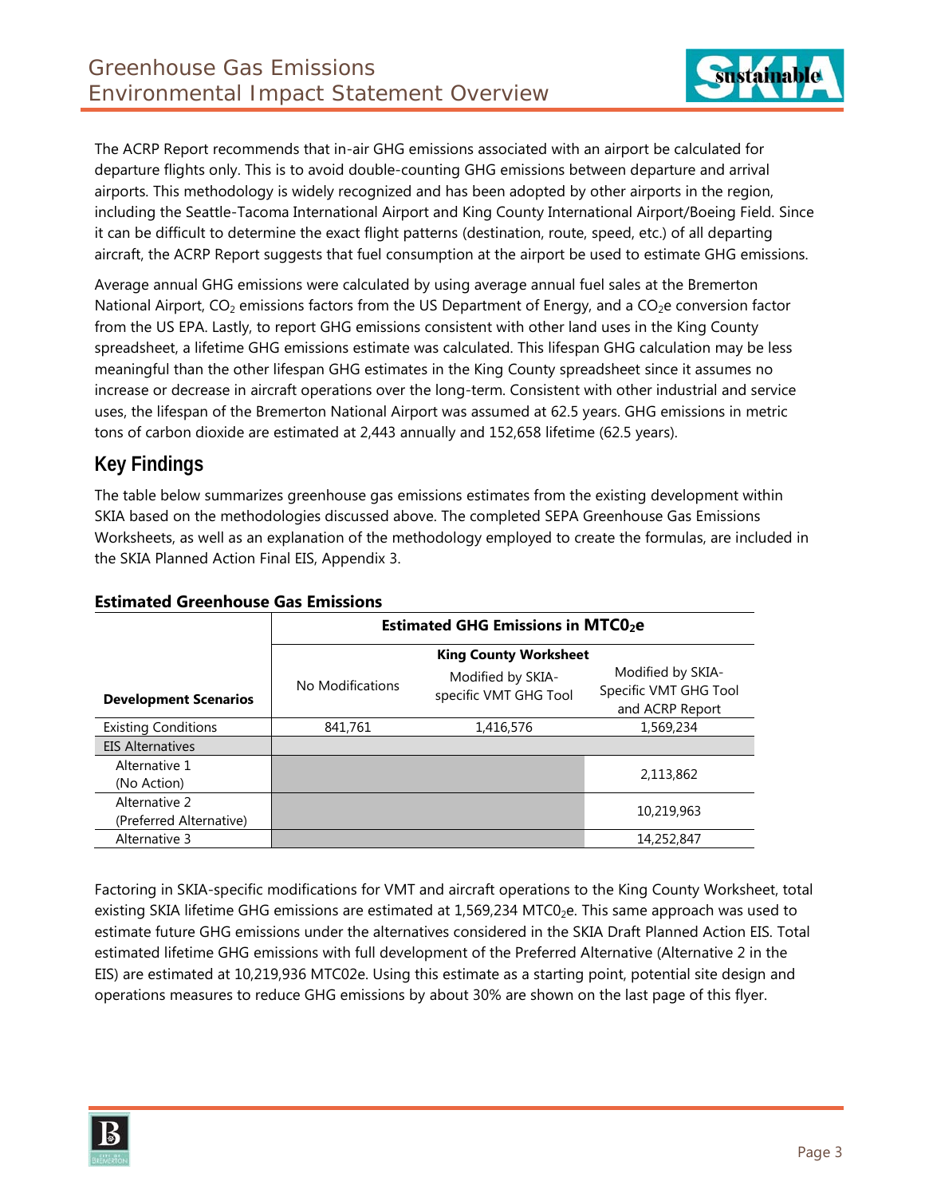The ACRP Report recommends that in-air GHG emissions associated with an airport be calculated for departure flights only. This is to avoid double-counting GHG emissions between departure and arrival airports. This methodology is widely recognized and has been adopted by other airports in the region, including the Seattle-Tacoma International Airport and King County International Airport/Boeing Field. Since it can be difficult to determine the exact flight patterns (destination, route, speed, etc.) of all departing aircraft, the ACRP Report suggests that fuel consumption at the airport be used to estimate GHG emissions.

Average annual GHG emissions were calculated by using average annual fuel sales at the Bremerton National Airport, $CO_2$ emissions factors from the US Department of Energy, and a $CO_2e$ conversion factor from the US EPA. Lastly, to report GHG emissions consistent with other land uses in the King County spreadsheet, a lifetime GHG emissions estimate was calculated. This lifespan GHG calculation may be less meaningful than the other lifespan GHG estimates in the King County spreadsheet since it assumes no increase or decrease in aircraft operations over the long-term. Consistent with other industrial and service uses, the lifespan of the Bremerton National Airport was assumed at 62.5 years. GHG emissions in metric tons of carbon dioxide are estimated at 2,443 annually and 152,658 lifetime (62.5 years).

## Key Findings

The table below summarizes greenhouse gas emissions estimates from the existing development within SKIA based on the methodologies discussed above. The completed SEPA Greenhouse Gas Emissions Worksheets, as well as an explanation of the methodology employed to create the formulas, are included in the SKIA Planned Action Final EIS, Appendix 3.

**Estimated Greenhouse Gas Emissions**

| | Estimated GHG Emissions in $MTC0_2e$ | | |
|---|---|---|---|
| | King County Worksheet | | |
| **Development Scenarios** | No Modifications | Modified by SKIA-specific VMT GHG Tool | Modified by SKIA-Specific VMT GHG Tool and ACRP Report |
| Existing Conditions | 841,761 | 1,416,576 | 1,569,234 |
| EIS Alternatives | | | |
| Alternative 1 (No Action) | | | 2,113,862 |
| Alternative 2 (Preferred Alternative) | | | 10,219,963 |
| Alternative 3 | | | 14,252,847 |

Factoring in SKIA-specific modifications for VMT and aircraft operations to the King County Worksheet, total existing SKIA lifetime GHG emissions are estimated at 1,569,234 $MTC0_2e$. This same approach was used to estimate future GHG emissions under the alternatives considered in the SKIA Draft Planned Action EIS. Total estimated lifetime GHG emissions with full development of the Preferred Alternative (Alternative 2 in the EIS) are estimated at 10,219,936 MTC02e. Using this estimate as a starting point, potential site design and operations measures to reduce GHG emissions by about 30% are shown on the last page of this flyer.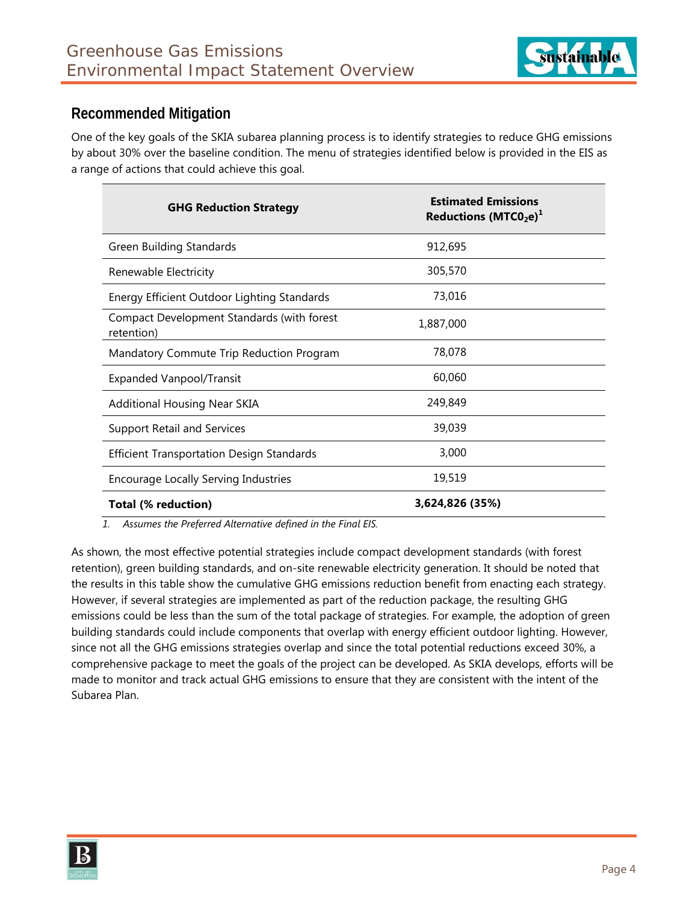## Recommended Mitigation

One of the key goals of the SKIA subarea planning process is to identify strategies to reduce GHG emissions by about 30% over the baseline condition. The menu of strategies identified below is provided in the EIS as a range of actions that could achieve this goal.

| GHG Reduction Strategy | Estimated Emissions Reductions ($MTC0_2e$)[1] |
|---|---|
| Green Building Standards | 912,695 |
| Renewable Electricity | 305,570 |
| Energy Efficient Outdoor Lighting Standards | 73,016 |
| Compact Development Standards (with forest retention) | 1,887,000 |
| Mandatory Commute Trip Reduction Program | 78,078 |
| Expanded Vanpool/Transit | 60,060 |
| Additional Housing Near SKIA | 249,849 |
| Support Retail and Services | 39,039 |
| Efficient Transportation Design Standards | 3,000 |
| Encourage Locally Serving Industries | 19,519 |
| **Total (% reduction)** | **3,624,826 (35%)** |

1. *Assumes the Preferred Alternative defined in the Final EIS.*

As shown, the most effective potential strategies include compact development standards (with forest retention), green building standards, and on-site renewable electricity generation. It should be noted that the results in this table show the cumulative GHG emissions reduction benefit from enacting each strategy. However, if several strategies are implemented as part of the reduction package, the resulting GHG emissions could be less than the sum of the total package of strategies. For example, the adoption of green building standards could include components that overlap with energy efficient outdoor lighting. However, since not all the GHG emissions strategies overlap and since the total potential reductions exceed 30%, a comprehensive package to meet the goals of the project can be developed. As SKIA develops, efforts will be made to monitor and track actual GHG emissions to ensure that they are consistent with the intent of the Subarea Plan.